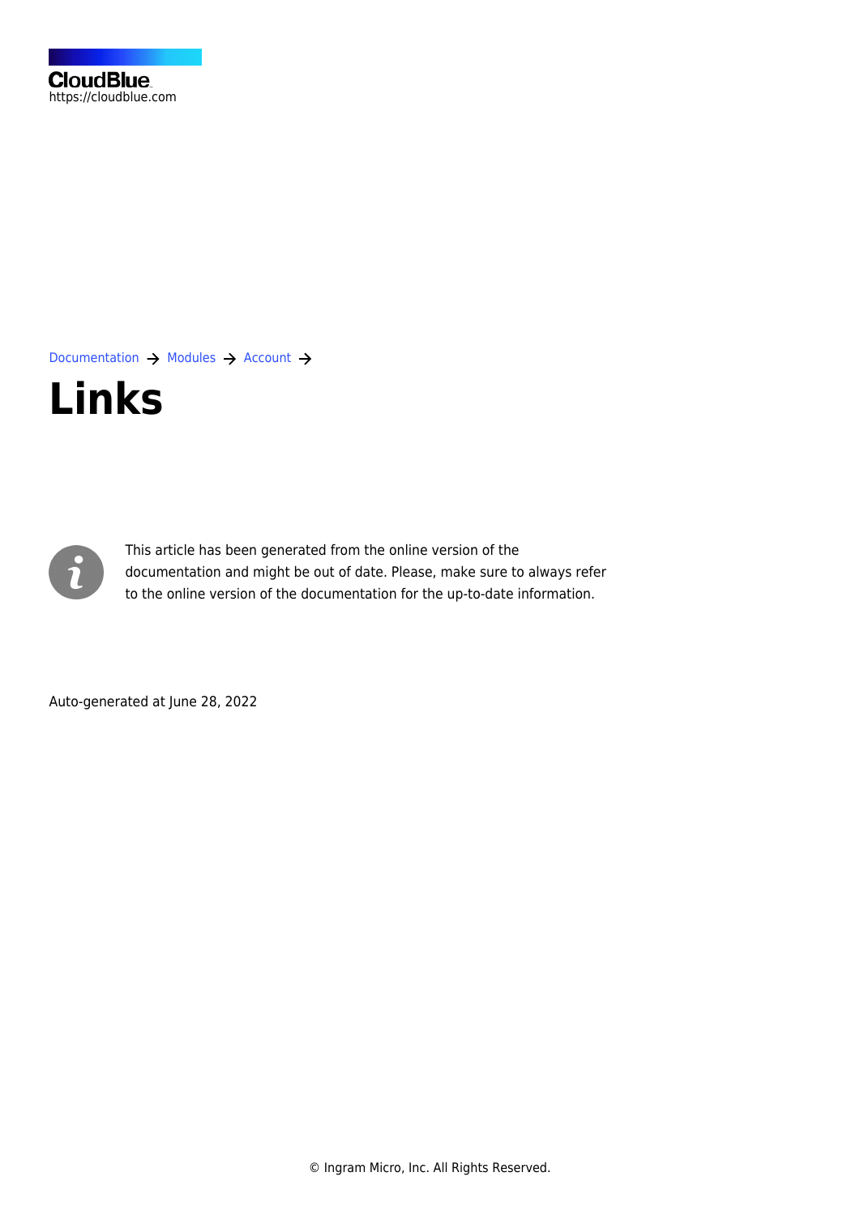CloudBlue
https://cloudblue.com

Documentation → Modules → Account →

# Links

This article has been generated from the online version of the documentation and might be out of date. Please, make sure to always refer to the online version of the documentation for the up-to-date information.

Auto-generated at June 28, 2022

© Ingram Micro, Inc. All Rights Reserved.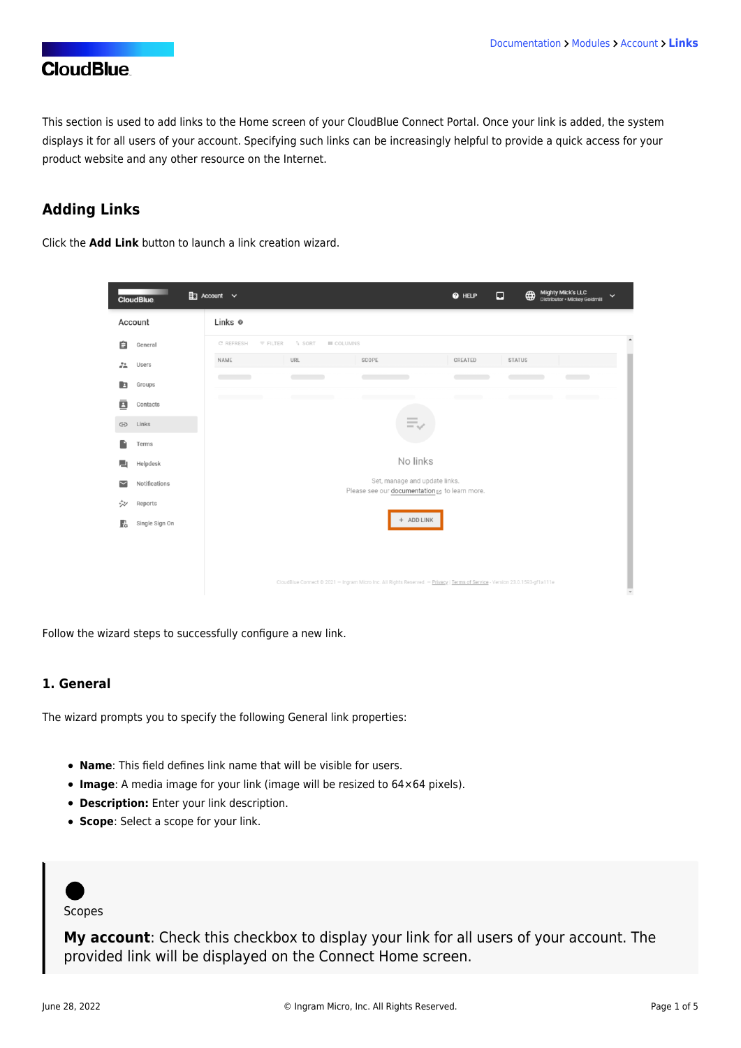This section is used to add links to the Home screen of your CloudBlue Connect Portal. Once your link is added, the system displays it for all users of your account. Specifying such links can be increasingly helpful to provide a quick access for your product website and any other resource on the Internet.

## Adding Links

Click the **Add Link** button to launch a link creation wizard.

Follow the wizard steps to successfully configure a new link.

### 1. General

The wizard prompts you to specify the following General link properties:

- **Name**: This field defines link name that will be visible for users.
- **Image**: A media image for your link (image will be resized to 64×64 pixels).
- **Description:** Enter your link description.
- **Scope**: Select a scope for your link.

> Scopes
>
> **My account**: Check this checkbox to display your link for all users of your account. The provided link will be displayed on the Connect Home screen.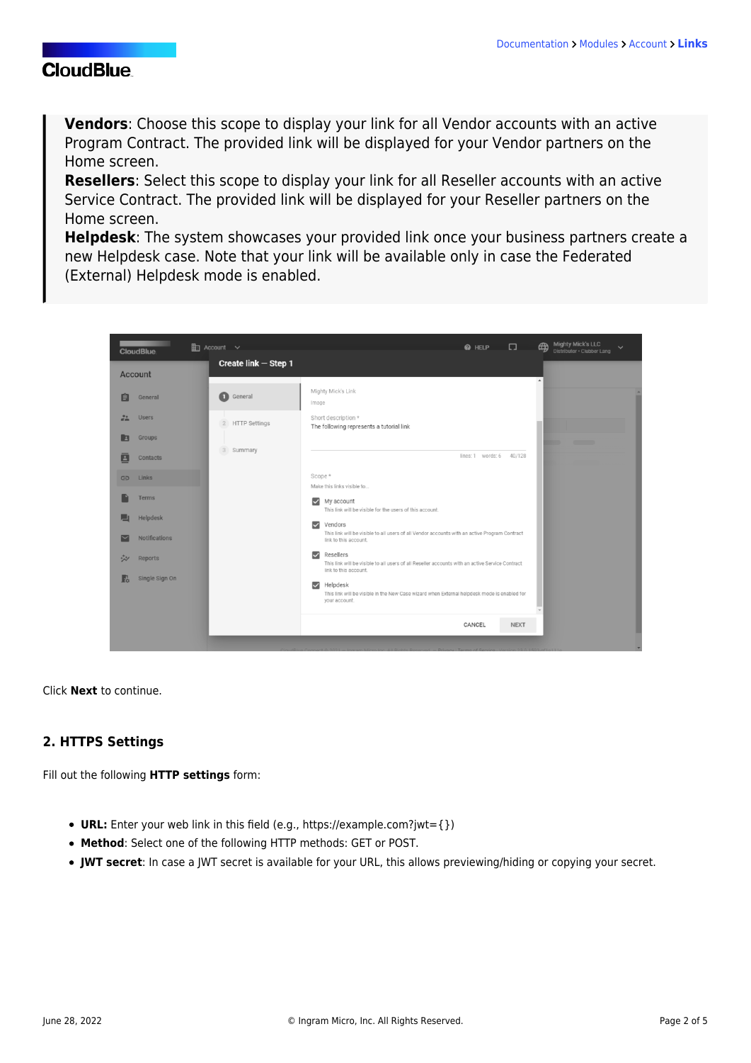**Vendors**: Choose this scope to display your link for all Vendor accounts with an active Program Contract. The provided link will be displayed for your Vendor partners on the Home screen.
**Resellers**: Select this scope to display your link for all Reseller accounts with an active Service Contract. The provided link will be displayed for your Reseller partners on the Home screen.
**Helpdesk**: The system showcases your provided link once your business partners create a new Helpdesk case. Note that your link will be available only in case the Federated (External) Helpdesk mode is enabled.

Click **Next** to continue.

## 2. HTTPS Settings

Fill out the following **HTTP settings** form:

- **URL:** Enter your web link in this field (e.g., https://example.com?jwt={})
- **Method**: Select one of the following HTTP methods: GET or POST.
- **JWT secret**: In case a JWT secret is available for your URL, this allows previewing/hiding or copying your secret.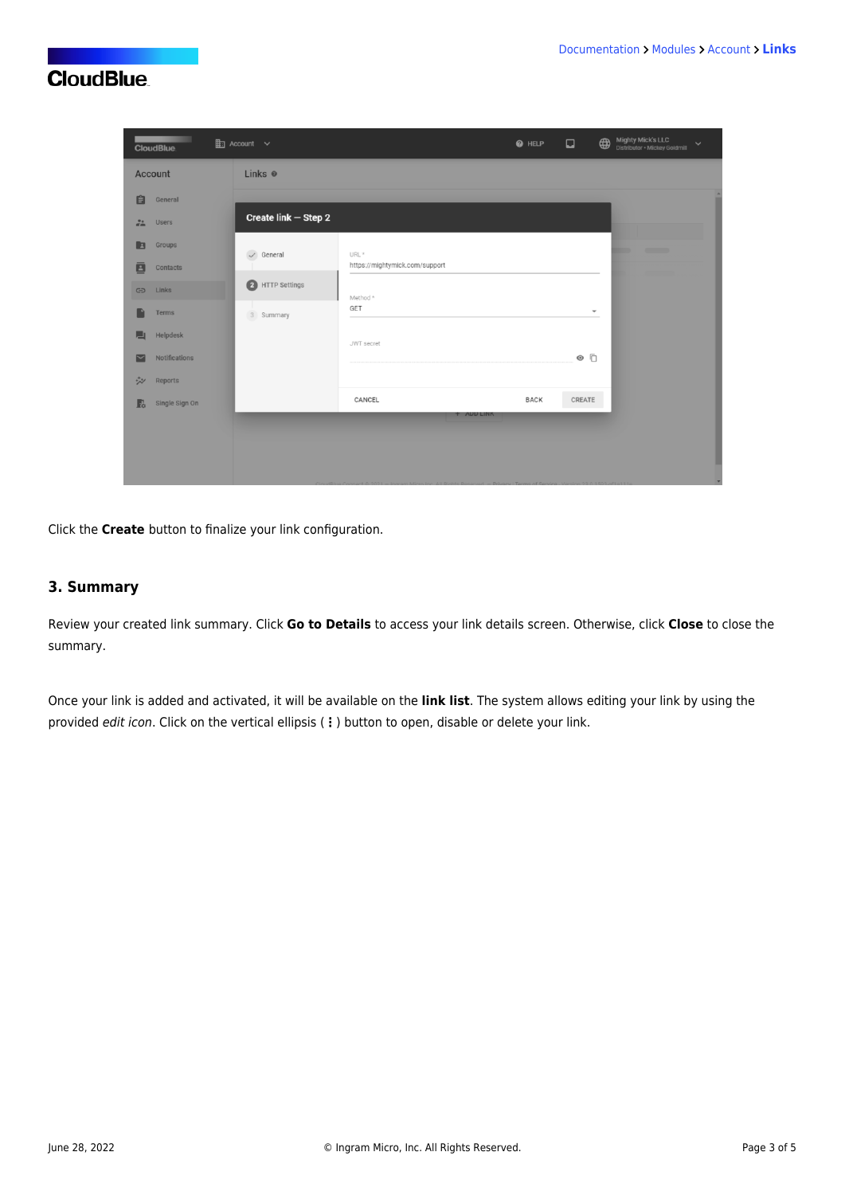Click the **Create** button to finalize your link configuration.

### 3. Summary

Review your created link summary. Click **Go to Details** to access your link details screen. Otherwise, click **Close** to close the summary.

Once your link is added and activated, it will be available on the **link list**. The system allows editing your link by using the provided *edit icon*. Click on the vertical ellipsis ( **⋮** ) button to open, disable or delete your link.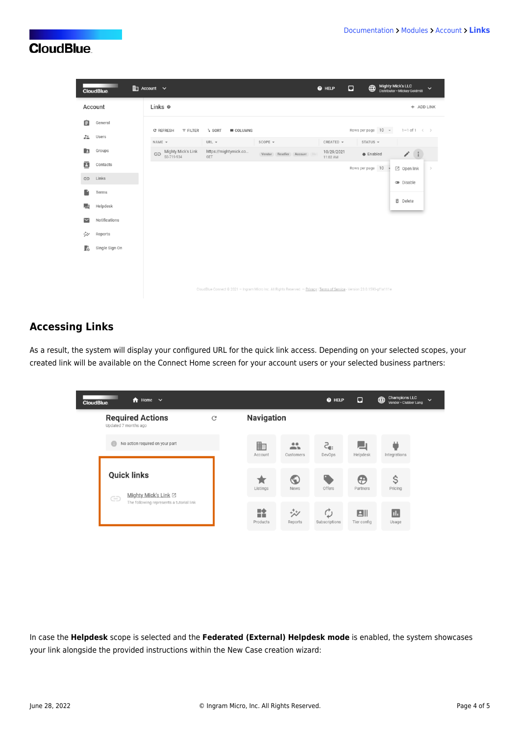## Accessing Links

As a result, the system will display your configured URL for the quick link access. Depending on your selected scopes, your created link will be available on the Connect Home screen for your account users or your selected business partners:

In case the **Helpdesk** scope is selected and the **Federated (External) Helpdesk mode** is enabled, the system showcases your link alongside the provided instructions within the New Case creation wizard: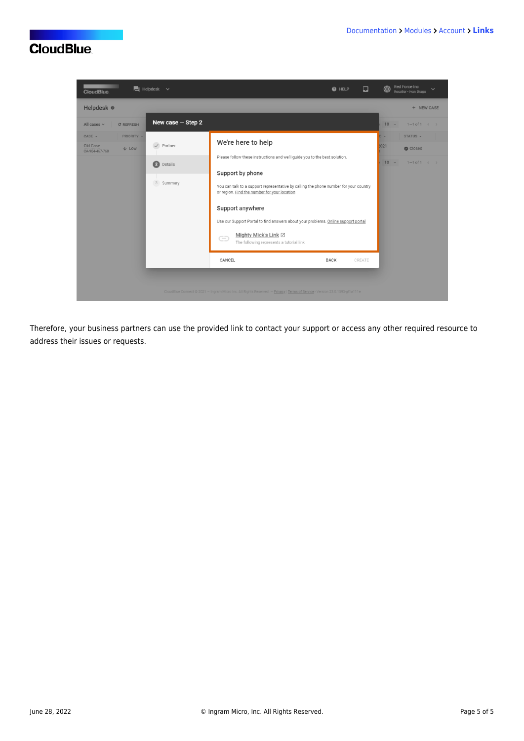Therefore, your business partners can use the provided link to contact your support or access any other required resource to address their issues or requests.